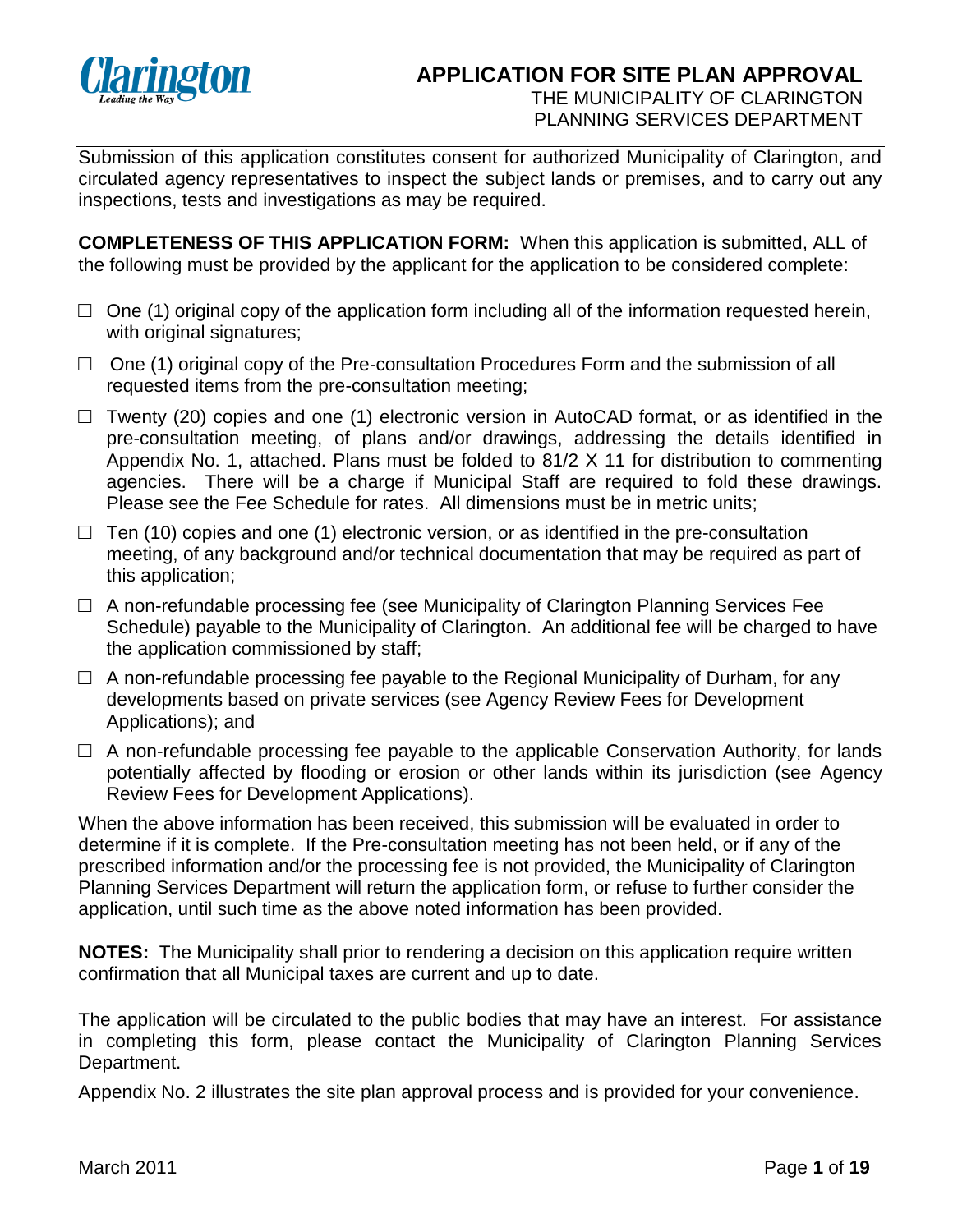Clarington
Leading the Way

# APPLICATION FOR SITE PLAN APPROVAL

THE MUNICIPALITY OF CLARINGTON
PLANNING SERVICES DEPARTMENT

Submission of this application constitutes consent for authorized Municipality of Clarington, and circulated agency representatives to inspect the subject lands or premises, and to carry out any inspections, tests and investigations as may be required.

**COMPLETENESS OF THIS APPLICATION FORM:** When this application is submitted, ALL of the following must be provided by the applicant for the application to be considered complete:

- ☐ One (1) original copy of the application form including all of the information requested herein, with original signatures;
- ☐ One (1) original copy of the Pre-consultation Procedures Form and the submission of all requested items from the pre-consultation meeting;
- ☐ Twenty (20) copies and one (1) electronic version in AutoCAD format, or as identified in the pre-consultation meeting, of plans and/or drawings, addressing the details identified in Appendix No. 1, attached. Plans must be folded to 81/2 X 11 for distribution to commenting agencies. There will be a charge if Municipal Staff are required to fold these drawings. Please see the Fee Schedule for rates. All dimensions must be in metric units;
- ☐ Ten (10) copies and one (1) electronic version, or as identified in the pre-consultation meeting, of any background and/or technical documentation that may be required as part of this application;
- ☐ A non-refundable processing fee (see Municipality of Clarington Planning Services Fee Schedule) payable to the Municipality of Clarington. An additional fee will be charged to have the application commissioned by staff;
- ☐ A non-refundable processing fee payable to the Regional Municipality of Durham, for any developments based on private services (see Agency Review Fees for Development Applications); and
- ☐ A non-refundable processing fee payable to the applicable Conservation Authority, for lands potentially affected by flooding or erosion or other lands within its jurisdiction (see Agency Review Fees for Development Applications).

When the above information has been received, this submission will be evaluated in order to determine if it is complete. If the Pre-consultation meeting has not been held, or if any of the prescribed information and/or the processing fee is not provided, the Municipality of Clarington Planning Services Department will return the application form, or refuse to further consider the application, until such time as the above noted information has been provided.

**NOTES:** The Municipality shall prior to rendering a decision on this application require written confirmation that all Municipal taxes are current and up to date.

The application will be circulated to the public bodies that may have an interest. For assistance in completing this form, please contact the Municipality of Clarington Planning Services Department.

Appendix No. 2 illustrates the site plan approval process and is provided for your convenience.

March 2011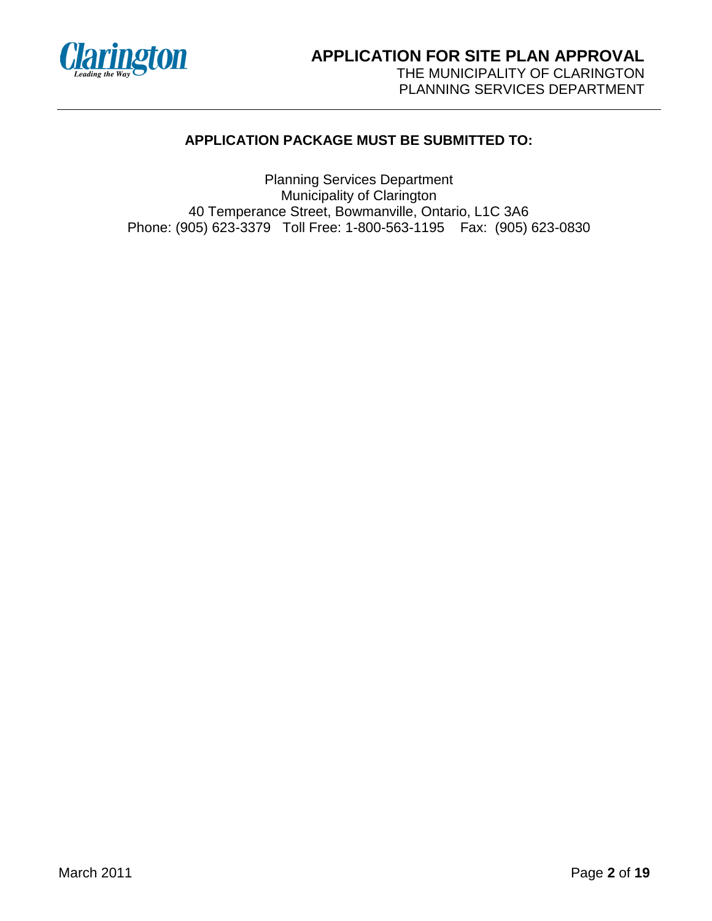**APPLICATION PACKAGE MUST BE SUBMITTED TO:**

Planning Services Department
Municipality of Clarington
40 Temperance Street, Bowmanville, Ontario, L1C 3A6
Phone: (905) 623-3379 Toll Free: 1-800-563-1195 Fax: (905) 623-0830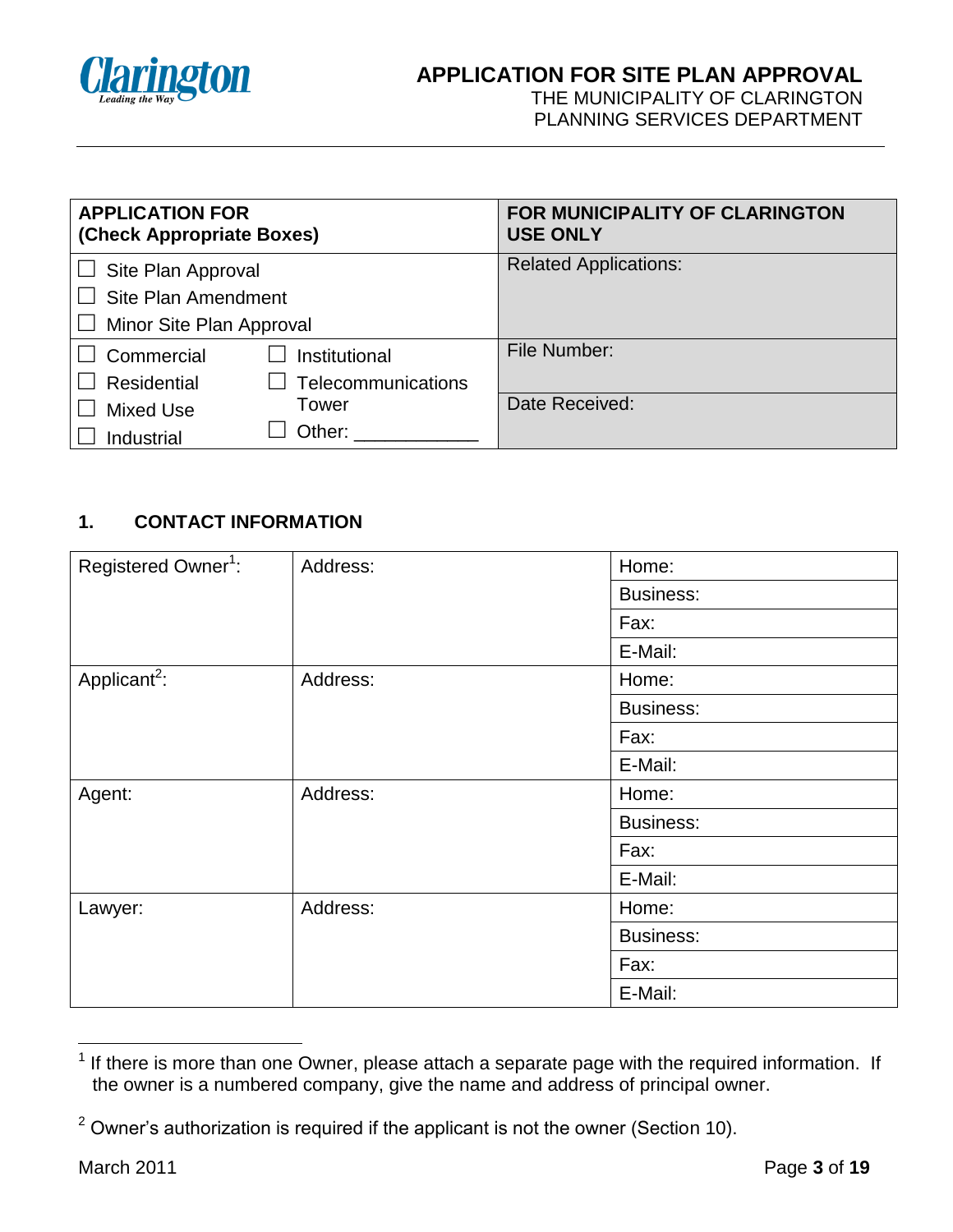Clarington
Leading the Way

# APPLICATION FOR SITE PLAN APPROVAL

THE MUNICIPALITY OF CLARINGTON
PLANNING SERVICES DEPARTMENT

| **APPLICATION FOR (Check Appropriate Boxes)** | | **FOR MUNICIPALITY OF CLARINGTON USE ONLY** |
|---|---|---|
| ☐ Site Plan Approval<br>☐ Site Plan Amendment<br>☐ Minor Site Plan Approval | | Related Applications: |
| ☐ Commercial<br>☐ Residential<br>☐ Mixed Use<br>☐ Industrial | ☐ Institutional<br>☐ Telecommunications Tower<br>☐ Other: ___________ | File Number:<br><br>Date Received: |

## 1. CONTACT INFORMATION

| Registered Owner[1]: | Address: | Home: |
|---|---|---|
| | | Business: |
| | | Fax: |
| | | E-Mail: |
| Applicant[2]: | Address: | Home: |
| | | Business: |
| | | Fax: |
| | | E-Mail: |
| Agent: | Address: | Home: |
| | | Business: |
| | | Fax: |
| | | E-Mail: |
| Lawyer: | Address: | Home: |
| | | Business: |
| | | Fax: |
| | | E-Mail: |

[1] If there is more than one Owner, please attach a separate page with the required information. If the owner is a numbered company, give the name and address of principal owner.

[2] Owner's authorization is required if the applicant is not the owner (Section 10).

March 2011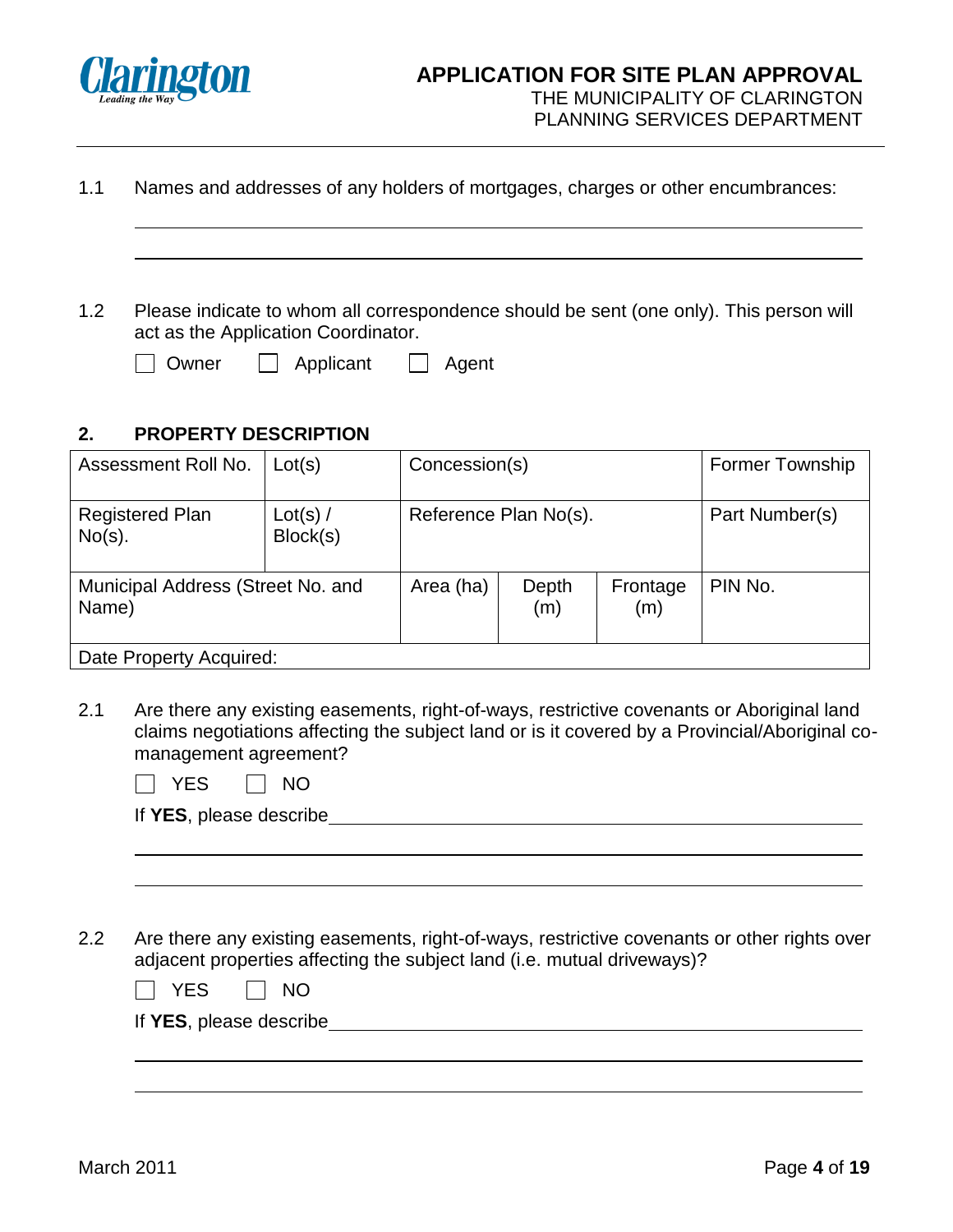1.1 Names and addresses of any holders of mortgages, charges or other encumbrances:

\_\_\_\_\_\_\_\_\_\_\_\_\_\_\_\_\_\_\_\_\_\_\_\_\_\_\_\_\_\_\_\_\_\_\_\_\_\_\_\_\_\_\_\_\_\_\_\_\_\_\_\_\_\_\_\_\_\_

\_\_\_\_\_\_\_\_\_\_\_\_\_\_\_\_\_\_\_\_\_\_\_\_\_\_\_\_\_\_\_\_\_\_\_\_\_\_\_\_\_\_\_\_\_\_\_\_\_\_\_\_\_\_\_\_\_\_

1.2 Please indicate to whom all correspondence should be sent (one only). This person will act as the Application Coordinator.

☐ Owner ☐ Applicant ☐ Agent

## 2. PROPERTY DESCRIPTION

| | | | | | |
|---|---|---|---|---|---|
| Assessment Roll No. | Lot(s) | Concession(s) | | | Former Township |
| Registered Plan No(s). | Lot(s) / Block(s) | Reference Plan No(s). | | | Part Number(s) |
| Municipal Address (Street No. and Name) | | Area (ha) | Depth (m) | Frontage (m) | PIN No. |
| Date Property Acquired: | | | | | |

2.1 Are there any existing easements, right-of-ways, restrictive covenants or Aboriginal land claims negotiations affecting the subject land or is it covered by a Provincial/Aboriginal co-management agreement?

☐ YES ☐ NO

If **YES**, please describe\_\_\_\_\_\_\_\_\_\_\_\_\_\_\_\_\_\_\_\_\_\_\_\_\_\_\_\_\_\_\_\_\_\_\_\_\_\_\_\_

\_\_\_\_\_\_\_\_\_\_\_\_\_\_\_\_\_\_\_\_\_\_\_\_\_\_\_\_\_\_\_\_\_\_\_\_\_\_\_\_\_\_\_\_\_\_\_\_\_\_\_\_\_\_\_\_\_\_

\_\_\_\_\_\_\_\_\_\_\_\_\_\_\_\_\_\_\_\_\_\_\_\_\_\_\_\_\_\_\_\_\_\_\_\_\_\_\_\_\_\_\_\_\_\_\_\_\_\_\_\_\_\_\_\_\_\_

2.2 Are there any existing easements, right-of-ways, restrictive covenants or other rights over adjacent properties affecting the subject land (i.e. mutual driveways)?

☐ YES ☐ NO

If **YES**, please describe\_\_\_\_\_\_\_\_\_\_\_\_\_\_\_\_\_\_\_\_\_\_\_\_\_\_\_\_\_\_\_\_\_\_\_\_\_\_\_\_

\_\_\_\_\_\_\_\_\_\_\_\_\_\_\_\_\_\_\_\_\_\_\_\_\_\_\_\_\_\_\_\_\_\_\_\_\_\_\_\_\_\_\_\_\_\_\_\_\_\_\_\_\_\_\_\_\_\_

\_\_\_\_\_\_\_\_\_\_\_\_\_\_\_\_\_\_\_\_\_\_\_\_\_\_\_\_\_\_\_\_\_\_\_\_\_\_\_\_\_\_\_\_\_\_\_\_\_\_\_\_\_\_\_\_\_\_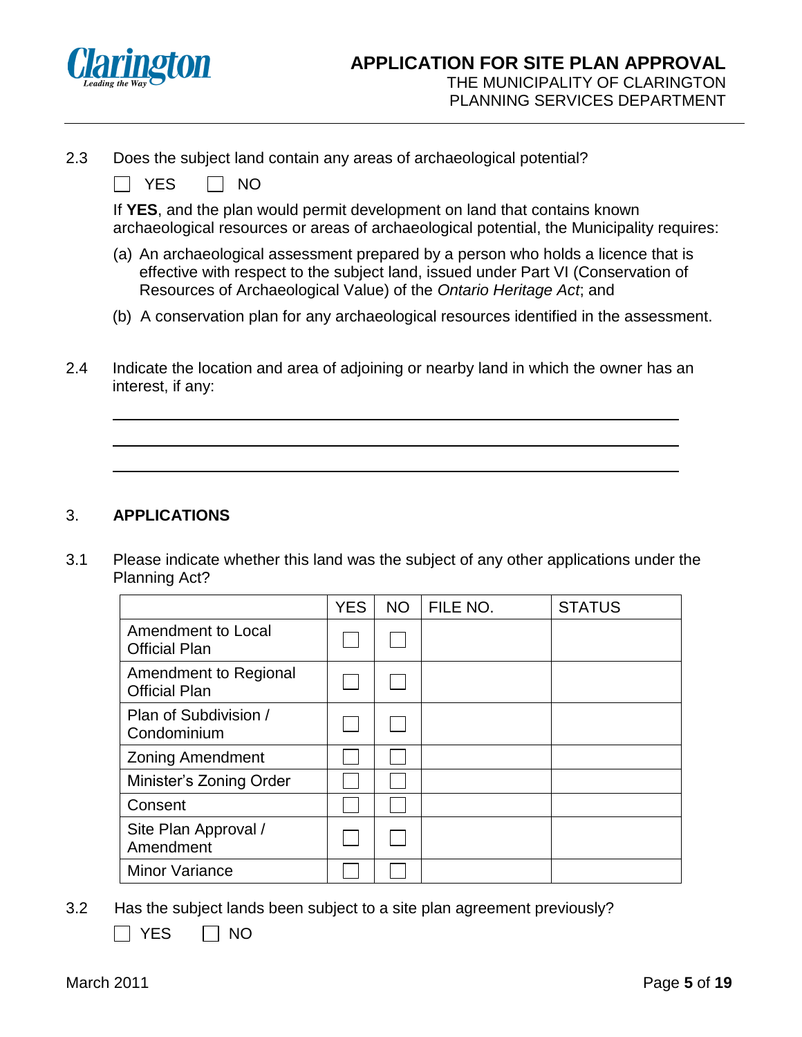2.3 Does the subject land contain any areas of archaeological potential?

☐ YES ☐ NO

If **YES**, and the plan would permit development on land that contains known archaeological resources or areas of archaeological potential, the Municipality requires:

(a) An archaeological assessment prepared by a person who holds a licence that is effective with respect to the subject land, issued under Part VI (Conservation of Resources of Archaeological Value) of the *Ontario Heritage Act*; and

(b) A conservation plan for any archaeological resources identified in the assessment.

2.4 Indicate the location and area of adjoining or nearby land in which the owner has an interest, if any:

\_\_\_\_\_\_\_\_\_\_\_\_\_\_\_\_\_\_\_\_\_\_\_\_\_\_\_\_\_\_\_\_\_\_\_\_\_\_\_\_\_\_\_\_\_\_\_\_\_\_\_\_\_\_\_\_\_\_\_\_\_\_\_\_

\_\_\_\_\_\_\_\_\_\_\_\_\_\_\_\_\_\_\_\_\_\_\_\_\_\_\_\_\_\_\_\_\_\_\_\_\_\_\_\_\_\_\_\_\_\_\_\_\_\_\_\_\_\_\_\_\_\_\_\_\_\_\_\_

\_\_\_\_\_\_\_\_\_\_\_\_\_\_\_\_\_\_\_\_\_\_\_\_\_\_\_\_\_\_\_\_\_\_\_\_\_\_\_\_\_\_\_\_\_\_\_\_\_\_\_\_\_\_\_\_\_\_\_\_\_\_\_\_

## 3. APPLICATIONS

3.1 Please indicate whether this land was the subject of any other applications under the Planning Act?

| | YES | NO | FILE NO. | STATUS |
|---|---|---|---|---|
| Amendment to Local Official Plan | ☐ | ☐ | | |
| Amendment to Regional Official Plan | ☐ | ☐ | | |
| Plan of Subdivision / Condominium | ☐ | ☐ | | |
| Zoning Amendment | ☐ | ☐ | | |
| Minister's Zoning Order | ☐ | ☐ | | |
| Consent | ☐ | ☐ | | |
| Site Plan Approval / Amendment | ☐ | ☐ | | |
| Minor Variance | ☐ | ☐ | | |

3.2 Has the subject lands been subject to a site plan agreement previously?

☐ YES ☐ NO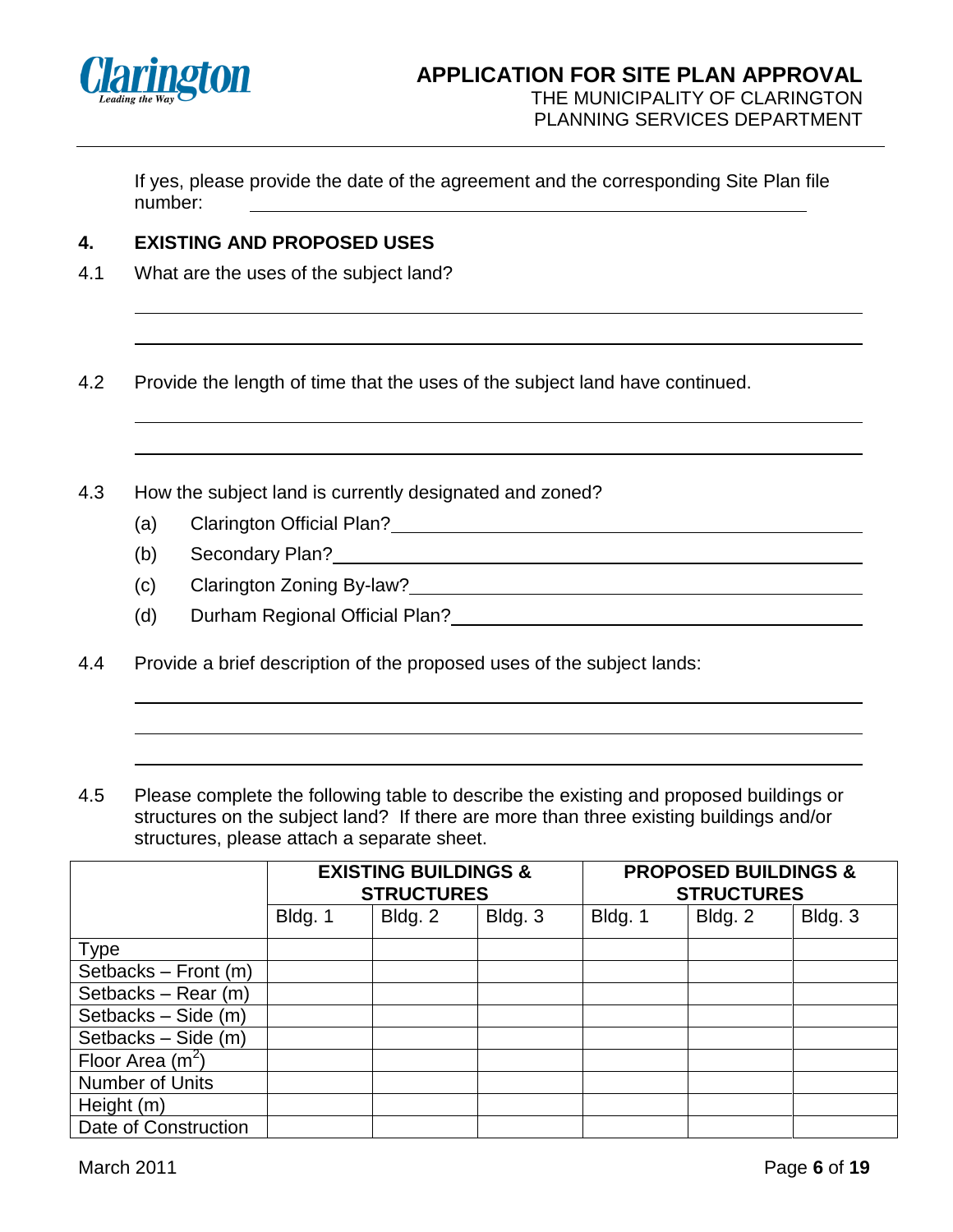If yes, please provide the date of the agreement and the corresponding Site Plan file number: \_\_\_\_\_\_\_\_\_\_\_\_\_\_\_\_\_\_\_\_\_\_\_\_\_\_\_\_\_\_\_\_\_\_\_\_\_\_\_\_

## 4. EXISTING AND PROPOSED USES

4.1 What are the uses of the subject land?

\_\_\_\_\_\_\_\_\_\_\_\_\_\_\_\_\_\_\_\_\_\_\_\_\_\_\_\_\_\_\_\_\_\_\_\_\_\_\_\_\_\_\_\_\_\_\_\_\_\_\_\_\_\_\_\_\_\_\_\_

\_\_\_\_\_\_\_\_\_\_\_\_\_\_\_\_\_\_\_\_\_\_\_\_\_\_\_\_\_\_\_\_\_\_\_\_\_\_\_\_\_\_\_\_\_\_\_\_\_\_\_\_\_\_\_\_\_\_\_\_

4.2 Provide the length of time that the uses of the subject land have continued.

\_\_\_\_\_\_\_\_\_\_\_\_\_\_\_\_\_\_\_\_\_\_\_\_\_\_\_\_\_\_\_\_\_\_\_\_\_\_\_\_\_\_\_\_\_\_\_\_\_\_\_\_\_\_\_\_\_\_\_\_

\_\_\_\_\_\_\_\_\_\_\_\_\_\_\_\_\_\_\_\_\_\_\_\_\_\_\_\_\_\_\_\_\_\_\_\_\_\_\_\_\_\_\_\_\_\_\_\_\_\_\_\_\_\_\_\_\_\_\_\_

4.3 How the subject land is currently designated and zoned?

(a) Clarington Official Plan? \_\_\_\_\_\_\_\_\_\_\_\_\_\_\_\_\_\_\_\_\_\_\_\_\_\_\_\_\_\_\_\_\_\_\_\_\_\_\_\_

(b) Secondary Plan? \_\_\_\_\_\_\_\_\_\_\_\_\_\_\_\_\_\_\_\_\_\_\_\_\_\_\_\_\_\_\_\_\_\_\_\_\_\_\_\_\_\_\_\_\_\_\_\_

(c) Clarington Zoning By-law? \_\_\_\_\_\_\_\_\_\_\_\_\_\_\_\_\_\_\_\_\_\_\_\_\_\_\_\_\_\_\_\_\_\_\_\_\_\_\_\_

(d) Durham Regional Official Plan? \_\_\_\_\_\_\_\_\_\_\_\_\_\_\_\_\_\_\_\_\_\_\_\_\_\_\_\_\_\_\_\_\_\_\_\_\_

4.4 Provide a brief description of the proposed uses of the subject lands:

\_\_\_\_\_\_\_\_\_\_\_\_\_\_\_\_\_\_\_\_\_\_\_\_\_\_\_\_\_\_\_\_\_\_\_\_\_\_\_\_\_\_\_\_\_\_\_\_\_\_\_\_\_\_\_\_\_\_\_\_

\_\_\_\_\_\_\_\_\_\_\_\_\_\_\_\_\_\_\_\_\_\_\_\_\_\_\_\_\_\_\_\_\_\_\_\_\_\_\_\_\_\_\_\_\_\_\_\_\_\_\_\_\_\_\_\_\_\_\_\_

\_\_\_\_\_\_\_\_\_\_\_\_\_\_\_\_\_\_\_\_\_\_\_\_\_\_\_\_\_\_\_\_\_\_\_\_\_\_\_\_\_\_\_\_\_\_\_\_\_\_\_\_\_\_\_\_\_\_\_\_

4.5 Please complete the following table to describe the existing and proposed buildings or structures on the subject land? If there are more than three existing buildings and/or structures, please attach a separate sheet.

| | **EXISTING BUILDINGS & STRUCTURES** | | | **PROPOSED BUILDINGS & STRUCTURES** | | |
|---|---|---|---|---|---|---|
| | Bldg. 1 | Bldg. 2 | Bldg. 3 | Bldg. 1 | Bldg. 2 | Bldg. 3 |
| Type | | | | | | |
| Setbacks – Front (m) | | | | | | |
| Setbacks – Rear (m) | | | | | | |
| Setbacks – Side (m) | | | | | | |
| Setbacks – Side (m) | | | | | | |
| Floor Area ($m^2$) | | | | | | |
| Number of Units | | | | | | |
| Height (m) | | | | | | |
| Date of Construction | | | | | | |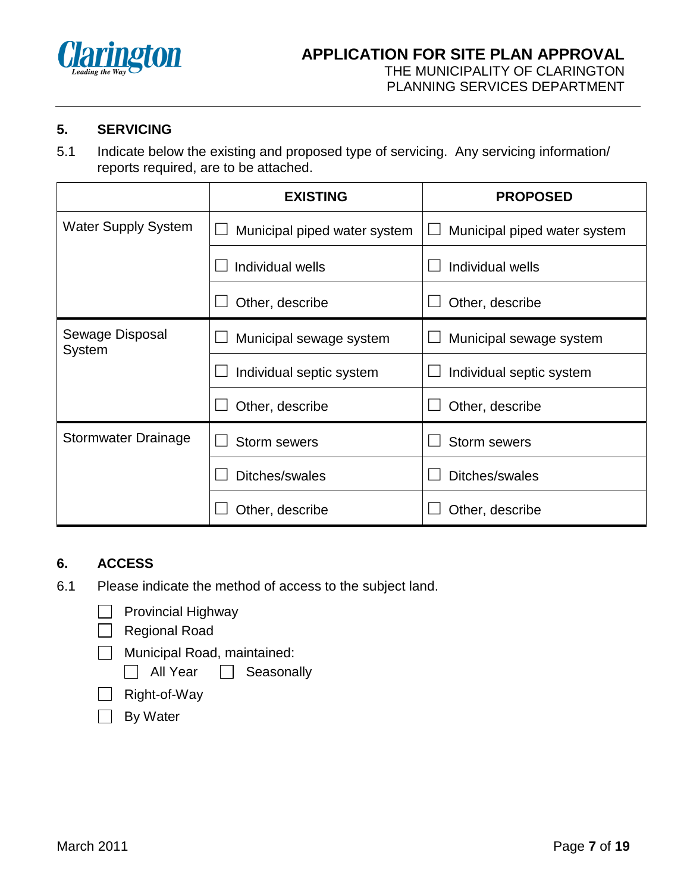## 5. SERVICING

5.1 Indicate below the existing and proposed type of servicing. Any servicing information/ reports required, are to be attached.

| | EXISTING | PROPOSED |
|---|---|---|
| Water Supply System | ☐ Municipal piped water system | ☐ Municipal piped water system |
| | ☐ Individual wells | ☐ Individual wells |
| | ☐ Other, describe | ☐ Other, describe |
| Sewage Disposal System | ☐ Municipal sewage system | ☐ Municipal sewage system |
| | ☐ Individual septic system | ☐ Individual septic system |
| | ☐ Other, describe | ☐ Other, describe |
| Stormwater Drainage | ☐ Storm sewers | ☐ Storm sewers |
| | ☐ Ditches/swales | ☐ Ditches/swales |
| | ☐ Other, describe | ☐ Other, describe |

## 6. ACCESS

6.1 Please indicate the method of access to the subject land.

- ☐ Provincial Highway
- ☐ Regional Road
- ☐ Municipal Road, maintained:
  - ☐ All Year ☐ Seasonally
- ☐ Right-of-Way
- ☐ By Water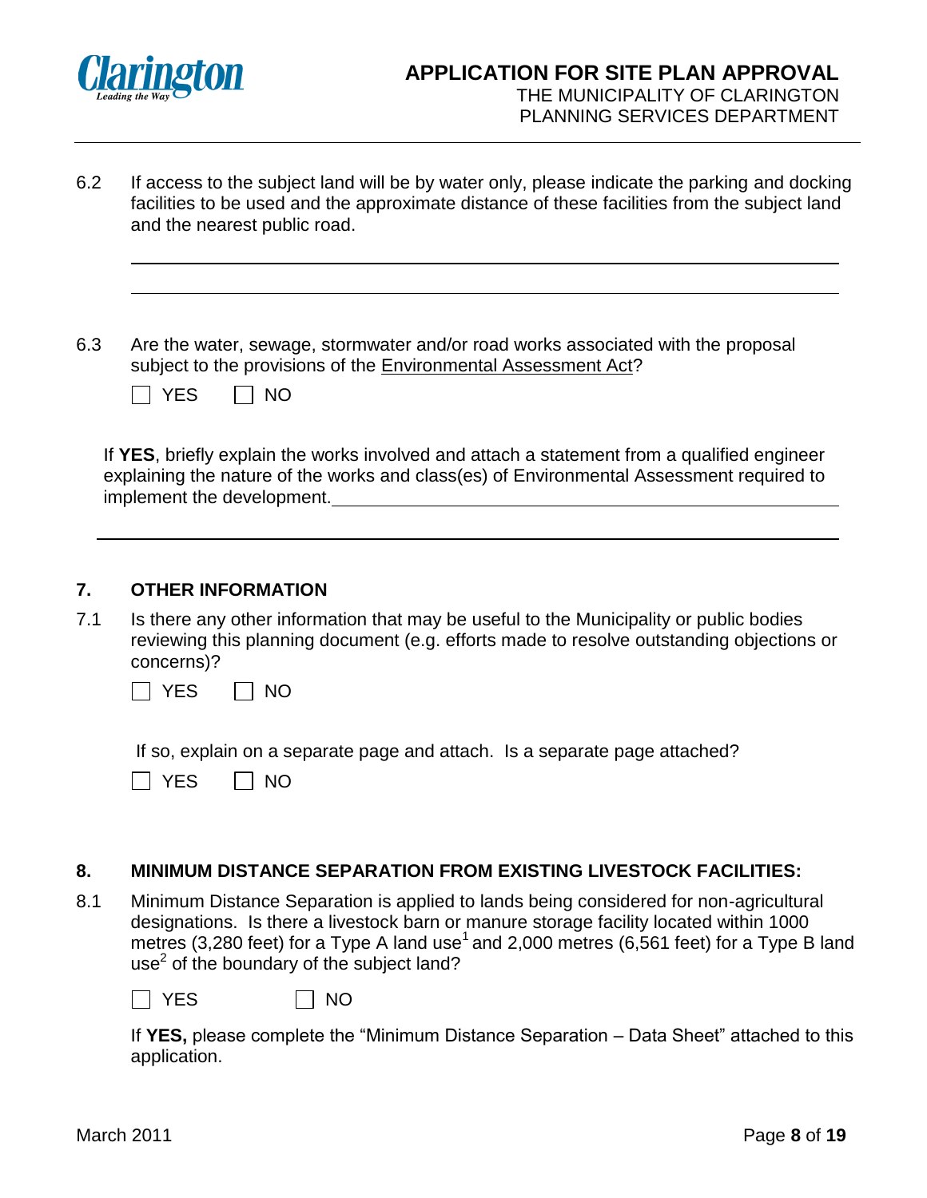6.2 If access to the subject land will be by water only, please indicate the parking and docking facilities to be used and the approximate distance of these facilities from the subject land and the nearest public road.

\_\_\_\_\_\_\_\_\_\_\_\_\_\_\_\_\_\_\_\_\_\_\_\_\_\_\_\_\_\_\_\_\_\_\_\_\_\_\_\_\_\_\_\_\_\_\_\_\_\_\_\_\_\_\_\_\_\_\_\_\_\_\_\_\_\_

\_\_\_\_\_\_\_\_\_\_\_\_\_\_\_\_\_\_\_\_\_\_\_\_\_\_\_\_\_\_\_\_\_\_\_\_\_\_\_\_\_\_\_\_\_\_\_\_\_\_\_\_\_\_\_\_\_\_\_\_\_\_\_\_\_\_

6.3 Are the water, sewage, stormwater and/or road works associated with the proposal subject to the provisions of the Environmental Assessment Act?

☐ YES ☐ NO

If **YES**, briefly explain the works involved and attach a statement from a qualified engineer explaining the nature of the works and class(es) of Environmental Assessment required to implement the development.\_\_\_\_\_\_\_\_\_\_\_\_\_\_\_\_\_\_\_\_\_\_\_\_\_\_\_\_\_\_\_\_\_\_\_\_\_\_\_\_

\_\_\_\_\_\_\_\_\_\_\_\_\_\_\_\_\_\_\_\_\_\_\_\_\_\_\_\_\_\_\_\_\_\_\_\_\_\_\_\_\_\_\_\_\_\_\_\_\_\_\_\_\_\_\_\_\_\_\_\_\_\_\_\_\_\_

## 7. OTHER INFORMATION

7.1 Is there any other information that may be useful to the Municipality or public bodies reviewing this planning document (e.g. efforts made to resolve outstanding objections or concerns)?

☐ YES ☐ NO

If so, explain on a separate page and attach. Is a separate page attached?

☐ YES ☐ NO

## 8. MINIMUM DISTANCE SEPARATION FROM EXISTING LIVESTOCK FACILITIES:

8.1 Minimum Distance Separation is applied to lands being considered for non-agricultural designations. Is there a livestock barn or manure storage facility located within 1000 metres (3,280 feet) for a Type A land use[1] and 2,000 metres (6,561 feet) for a Type B land use[2] of the boundary of the subject land?

☐ YES ☐ NO

If **YES,** please complete the "Minimum Distance Separation – Data Sheet" attached to this application.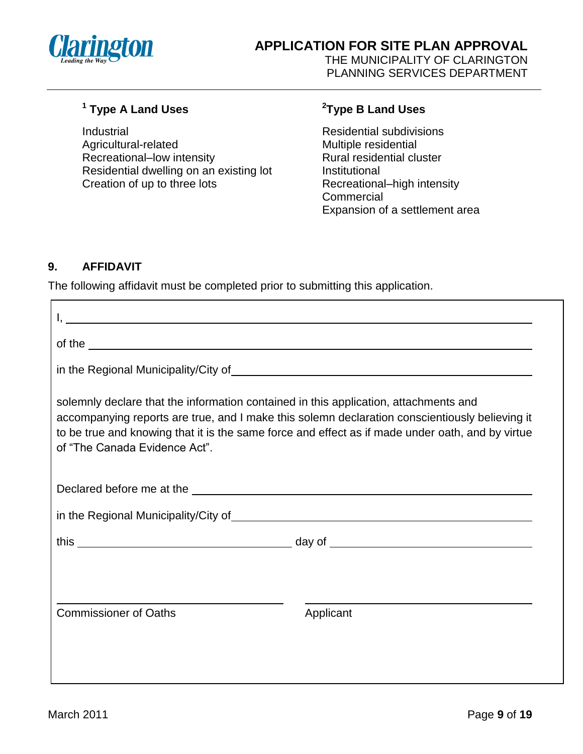[1] **Type A Land Uses**

Industrial
Agricultural-related
Recreational–low intensity
Residential dwelling on an existing lot
Creation of up to three lots

[2]**Type B Land Uses**

Residential subdivisions
Multiple residential
Rural residential cluster
Institutional
Recreational–high intensity
Commercial
Expansion of a settlement area

## 9. AFFIDAVIT

The following affidavit must be completed prior to submitting this application.

I, ______________________________________________

of the ______________________________________________

in the Regional Municipality/City of ______________________________________________

solemnly declare that the information contained in this application, attachments and accompanying reports are true, and I make this solemn declaration conscientiously believing it to be true and knowing that it is the same force and effect as if made under oath, and by virtue of "The Canada Evidence Act".

Declared before me at the ______________________________________________

in the Regional Municipality/City of ______________________________________________

this ____________________ day of ____________________

______________________ Commissioner of Oaths

______________________ Applicant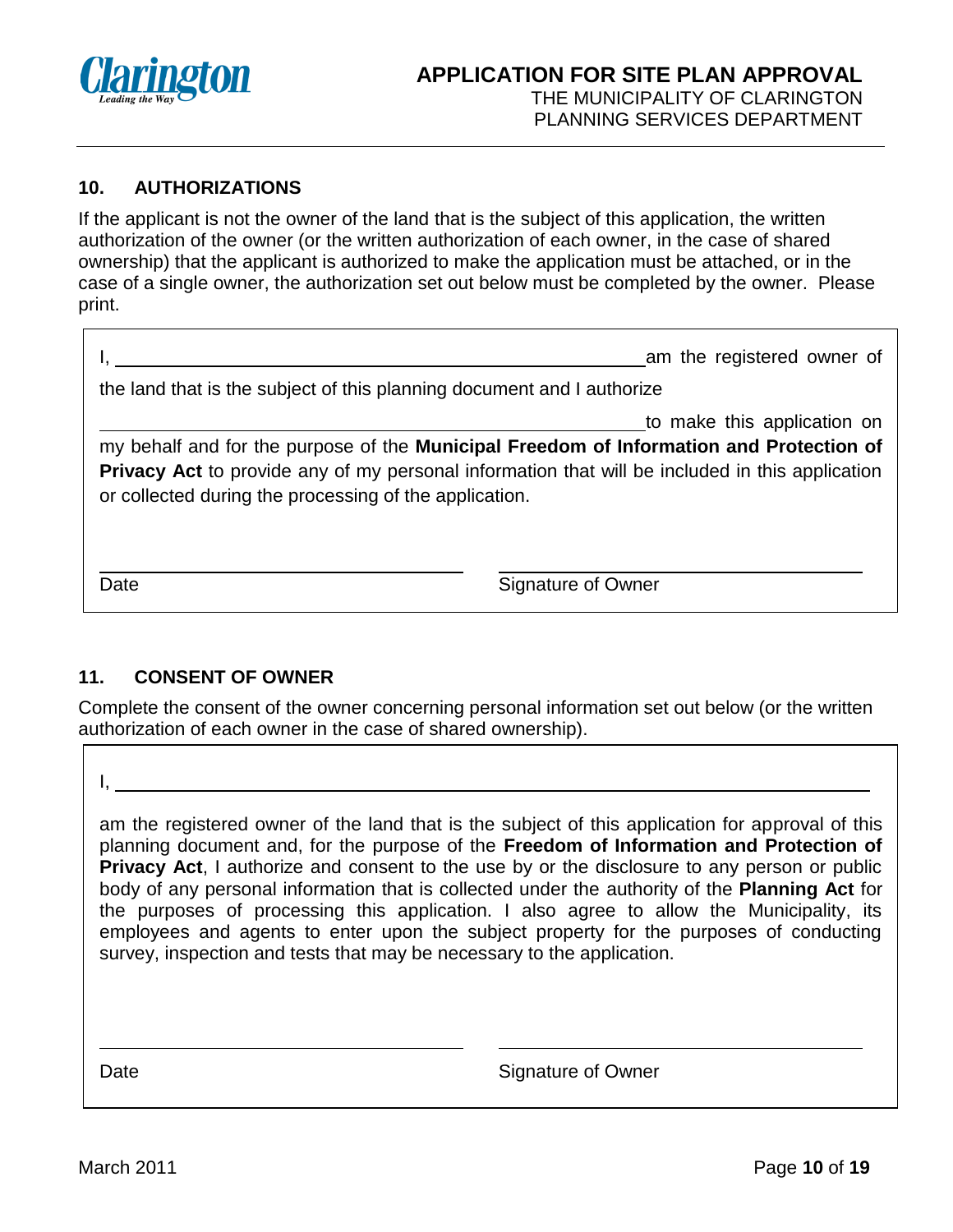## 10. AUTHORIZATIONS

If the applicant is not the owner of the land that is the subject of this application, the written authorization of the owner (or the written authorization of each owner, in the case of shared ownership) that the applicant is authorized to make the application must be attached, or in the case of a single owner, the authorization set out below must be completed by the owner. Please print.

I, ______________________________ am the registered owner of the land that is the subject of this planning document and I authorize ______________________________ to make this application on my behalf and for the purpose of the **Municipal Freedom of Information and Protection of Privacy Act** to provide any of my personal information that will be included in this application or collected during the processing of the application.

______________________________ ______________________________

Date Signature of Owner

## 11. CONSENT OF OWNER

Complete the consent of the owner concerning personal information set out below (or the written authorization of each owner in the case of shared ownership).

I, ______________________________

am the registered owner of the land that is the subject of this application for approval of this planning document and, for the purpose of the **Freedom of Information and Protection of Privacy Act**, I authorize and consent to the use by or the disclosure to any person or public body of any personal information that is collected under the authority of the **Planning Act** for the purposes of processing this application. I also agree to allow the Municipality, its employees and agents to enter upon the subject property for the purposes of conducting survey, inspection and tests that may be necessary to the application.

______________________________ ______________________________

Date Signature of Owner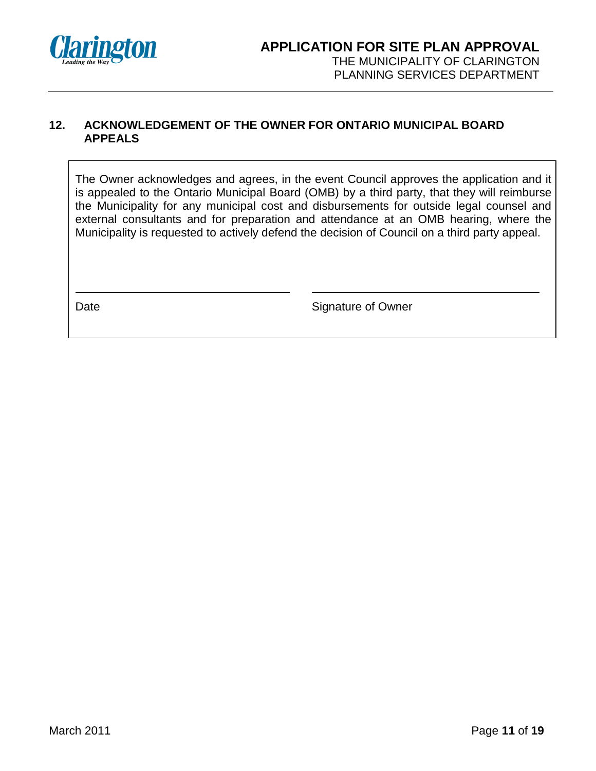## 12. ACKNOWLEDGEMENT OF THE OWNER FOR ONTARIO MUNICIPAL BOARD APPEALS

The Owner acknowledges and agrees, in the event Council approves the application and it is appealed to the Ontario Municipal Board (OMB) by a third party, that they will reimburse the Municipality for any municipal cost and disbursements for outside legal counsel and external consultants and for preparation and attendance at an OMB hearing, where the Municipality is requested to actively defend the decision of Council on a third party appeal.

\_\_\_\_\_\_\_\_\_\_\_\_\_\_\_\_\_\_\_\_\_\_\_\_\_\_\_\_\_\_ &nbsp;&nbsp;&nbsp;&nbsp; \_\_\_\_\_\_\_\_\_\_\_\_\_\_\_\_\_\_\_\_\_\_\_\_\_\_\_\_\_\_

Date &nbsp;&nbsp;&nbsp;&nbsp;&nbsp;&nbsp;&nbsp;&nbsp;&nbsp;&nbsp;&nbsp;&nbsp;&nbsp;&nbsp;&nbsp;&nbsp;&nbsp;&nbsp;&nbsp;&nbsp;&nbsp;&nbsp;&nbsp;&nbsp;&nbsp;&nbsp;&nbsp;&nbsp;&nbsp;&nbsp; Signature of Owner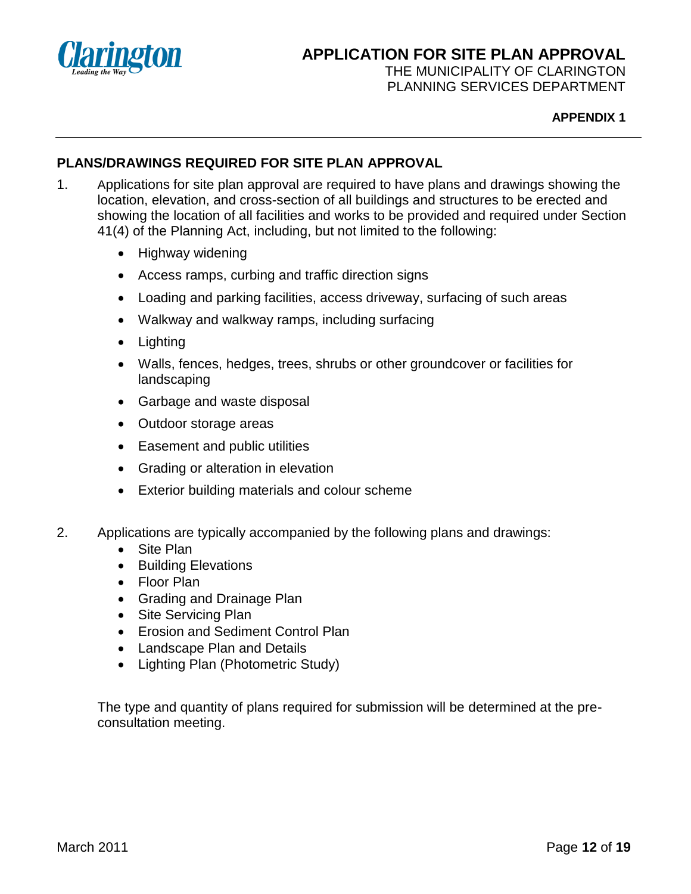# APPLICATION FOR SITE PLAN APPROVAL

THE MUNICIPALITY OF CLARINGTON
PLANNING SERVICES DEPARTMENT

**APPENDIX 1**

## PLANS/DRAWINGS REQUIRED FOR SITE PLAN APPROVAL

1. Applications for site plan approval are required to have plans and drawings showing the location, elevation, and cross-section of all buildings and structures to be erected and showing the location of all facilities and works to be provided and required under Section 41(4) of the Planning Act, including, but not limited to the following:

   - Highway widening
   - Access ramps, curbing and traffic direction signs
   - Loading and parking facilities, access driveway, surfacing of such areas
   - Walkway and walkway ramps, including surfacing
   - Lighting
   - Walls, fences, hedges, trees, shrubs or other groundcover or facilities for landscaping
   - Garbage and waste disposal
   - Outdoor storage areas
   - Easement and public utilities
   - Grading or alteration in elevation
   - Exterior building materials and colour scheme

2. Applications are typically accompanied by the following plans and drawings:
   - Site Plan
   - Building Elevations
   - Floor Plan
   - Grading and Drainage Plan
   - Site Servicing Plan
   - Erosion and Sediment Control Plan
   - Landscape Plan and Details
   - Lighting Plan (Photometric Study)

   The type and quantity of plans required for submission will be determined at the pre-consultation meeting.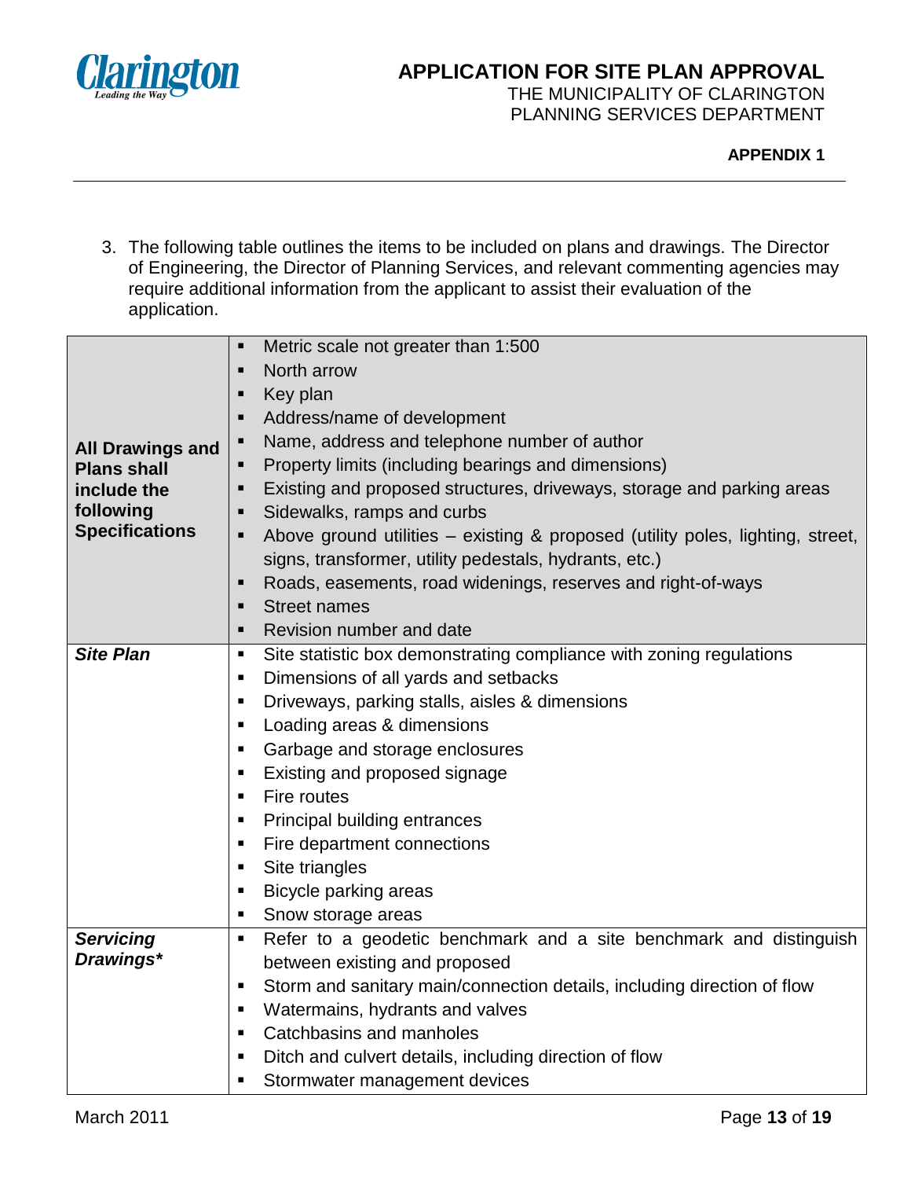3. The following table outlines the items to be included on plans and drawings. The Director of Engineering, the Director of Planning Services, and relevant commenting agencies may require additional information from the applicant to assist their evaluation of the application.

| | |
|---|---|
| **All Drawings and Plans shall include the following Specifications** | ▪ Metric scale not greater than 1:500<br>▪ North arrow<br>▪ Key plan<br>▪ Address/name of development<br>▪ Name, address and telephone number of author<br>▪ Property limits (including bearings and dimensions)<br>▪ Existing and proposed structures, driveways, storage and parking areas<br>▪ Sidewalks, ramps and curbs<br>▪ Above ground utilities – existing & proposed (utility poles, lighting, street, signs, transformer, utility pedestals, hydrants, etc.)<br>▪ Roads, easements, road widenings, reserves and right-of-ways<br>▪ Street names<br>▪ Revision number and date |
| ***Site Plan*** | ▪ Site statistic box demonstrating compliance with zoning regulations<br>▪ Dimensions of all yards and setbacks<br>▪ Driveways, parking stalls, aisles & dimensions<br>▪ Loading areas & dimensions<br>▪ Garbage and storage enclosures<br>▪ Existing and proposed signage<br>▪ Fire routes<br>▪ Principal building entrances<br>▪ Fire department connections<br>▪ Site triangles<br>▪ Bicycle parking areas<br>▪ Snow storage areas |
| ***Servicing Drawings**** | ▪ Refer to a geodetic benchmark and a site benchmark and distinguish between existing and proposed<br>▪ Storm and sanitary main/connection details, including direction of flow<br>▪ Watermains, hydrants and valves<br>▪ Catchbasins and manholes<br>▪ Ditch and culvert details, including direction of flow<br>▪ Stormwater management devices |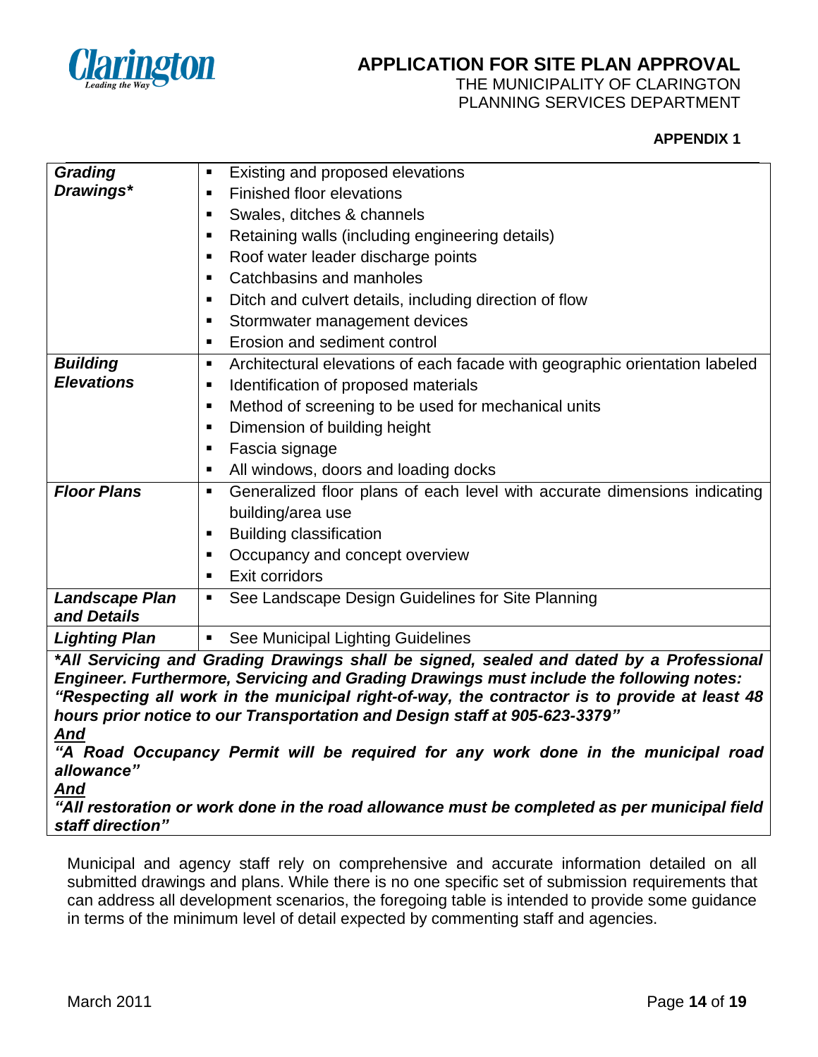# APPLICATION FOR SITE PLAN APPROVAL

THE MUNICIPALITY OF CLARINGTON
PLANNING SERVICES DEPARTMENT

**APPENDIX 1**

| | |
|---|---|
| ***Grading Drawings**** | ▪ Existing and proposed elevations<br>▪ Finished floor elevations<br>▪ Swales, ditches & channels<br>▪ Retaining walls (including engineering details)<br>▪ Roof water leader discharge points<br>▪ Catchbasins and manholes<br>▪ Ditch and culvert details, including direction of flow<br>▪ Stormwater management devices<br>▪ Erosion and sediment control |
| ***Building Elevations*** | ▪ Architectural elevations of each facade with geographic orientation labeled<br>▪ Identification of proposed materials<br>▪ Method of screening to be used for mechanical units<br>▪ Dimension of building height<br>▪ Fascia signage<br>▪ All windows, doors and loading docks |
| ***Floor Plans*** | ▪ Generalized floor plans of each level with accurate dimensions indicating building/area use<br>▪ Building classification<br>▪ Occupancy and concept overview<br>▪ Exit corridors |
| ***Landscape Plan and Details*** | ▪ See Landscape Design Guidelines for Site Planning |
| ***Lighting Plan*** | ▪ See Municipal Lighting Guidelines |

***All Servicing and Grading Drawings shall be signed, sealed and dated by a Professional Engineer. Furthermore, Servicing and Grading Drawings must include the following notes: "Respecting all work in the municipal right-of-way, the contractor is to provide at least 48 hours prior notice to our Transportation and Design staff at 905-623-3379"***

***<u>And</u>***

***"A Road Occupancy Permit will be required for any work done in the municipal road allowance"***

***<u>And</u>***

***"All restoration or work done in the road allowance must be completed as per municipal field staff direction"***

Municipal and agency staff rely on comprehensive and accurate information detailed on all submitted drawings and plans. While there is no one specific set of submission requirements that can address all development scenarios, the foregoing table is intended to provide some guidance in terms of the minimum level of detail expected by commenting staff and agencies.

March 2011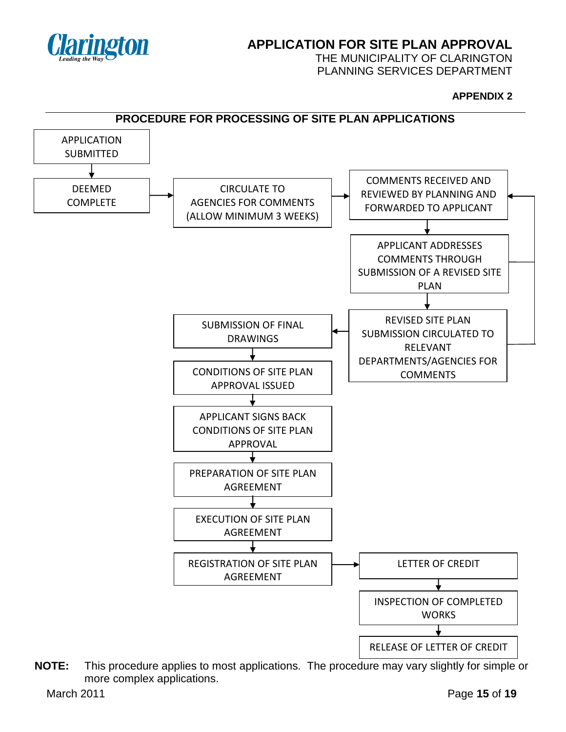# APPLICATION FOR SITE PLAN APPROVAL

THE MUNICIPALITY OF CLARINGTON

PLANNING SERVICES DEPARTMENT

**APPENDIX 2**

## PROCEDURE FOR PROCESSING OF SITE PLAN APPLICATIONS

APPLICATION SUBMITTED

DEEMED COMPLETE

CIRCULATE TO AGENCIES FOR COMMENTS (ALLOW MINIMUM 3 WEEKS)

COMMENTS RECEIVED AND REVIEWED BY PLANNING AND FORWARDED TO APPLICANT

APPLICANT ADDRESSES COMMENTS THROUGH SUBMISSION OF A REVISED SITE PLAN

REVISED SITE PLAN SUBMISSION CIRCULATED TO RELEVANT DEPARTMENTS/AGENCIES FOR COMMENTS

SUBMISSION OF FINAL DRAWINGS

CONDITIONS OF SITE PLAN APPROVAL ISSUED

APPLICANT SIGNS BACK CONDITIONS OF SITE PLAN APPROVAL

PREPARATION OF SITE PLAN AGREEMENT

EXECUTION OF SITE PLAN AGREEMENT

REGISTRATION OF SITE PLAN AGREEMENT

LETTER OF CREDIT

INSPECTION OF COMPLETED WORKS

RELEASE OF LETTER OF CREDIT

**NOTE:** This procedure applies to most applications. The procedure may vary slightly for simple or more complex applications.

March 2011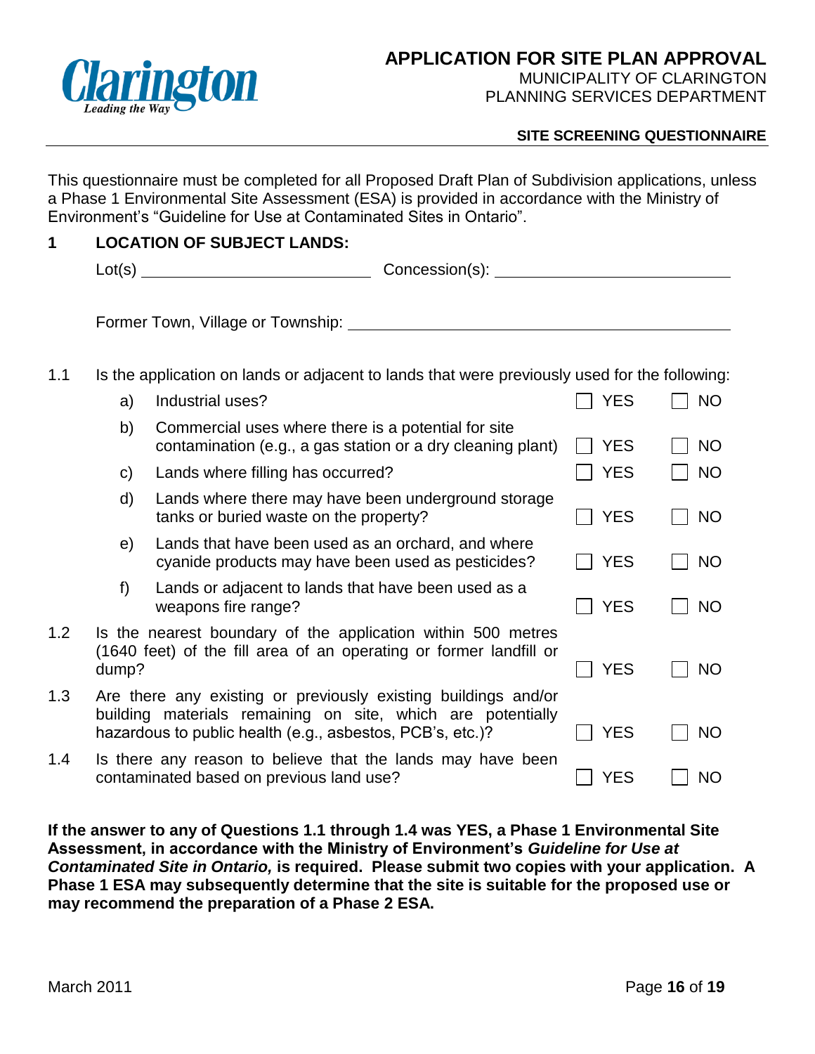Clarington
*Leading the Way*

# APPLICATION FOR SITE PLAN APPROVAL

MUNICIPALITY OF CLARINGTON
PLANNING SERVICES DEPARTMENT

**SITE SCREENING QUESTIONNAIRE**

This questionnaire must be completed for all Proposed Draft Plan of Subdivision applications, unless a Phase 1 Environmental Site Assessment (ESA) is provided in accordance with the Ministry of Environment's "Guideline for Use at Contaminated Sites in Ontario".

## 1 LOCATION OF SUBJECT LANDS:

Lot(s) \_\_\_\_\_\_\_\_\_\_\_\_\_\_\_\_\_\_\_\_ Concession(s): \_\_\_\_\_\_\_\_\_\_\_\_\_\_\_\_\_\_\_\_

Former Town, Village or Township: \_\_\_\_\_\_\_\_\_\_\_\_\_\_\_\_\_\_\_\_\_\_\_\_\_\_\_\_\_\_

1.1 Is the application on lands or adjacent to lands that were previously used for the following:

| | | | |
|---|---|---|---|
| a) | Industrial uses? | ☐ YES | ☐ NO |
| b) | Commercial uses where there is a potential for site contamination (e.g., a gas station or a dry cleaning plant) | ☐ YES | ☐ NO |
| c) | Lands where filling has occurred? | ☐ YES | ☐ NO |
| d) | Lands where there may have been underground storage tanks or buried waste on the property? | ☐ YES | ☐ NO |
| e) | Lands that have been used as an orchard, and where cyanide products may have been used as pesticides? | ☐ YES | ☐ NO |
| f) | Lands or adjacent to lands that have been used as a weapons fire range? | ☐ YES | ☐ NO |

| | | | |
|---|---|---|---|
| 1.2 | Is the nearest boundary of the application within 500 metres (1640 feet) of the fill area of an operating or former landfill or dump? | ☐ YES | ☐ NO |
| 1.3 | Are there any existing or previously existing buildings and/or building materials remaining on site, which are potentially hazardous to public health (e.g., asbestos, PCB's, etc.)? | ☐ YES | ☐ NO |
| 1.4 | Is there any reason to believe that the lands may have been contaminated based on previous land use? | ☐ YES | ☐ NO |

**If the answer to any of Questions 1.1 through 1.4 was YES, a Phase 1 Environmental Site Assessment, in accordance with the Ministry of Environment's *Guideline for Use at Contaminated Site in Ontario,* is required. Please submit two copies with your application. A Phase 1 ESA may subsequently determine that the site is suitable for the proposed use or may recommend the preparation of a Phase 2 ESA.**

March 2011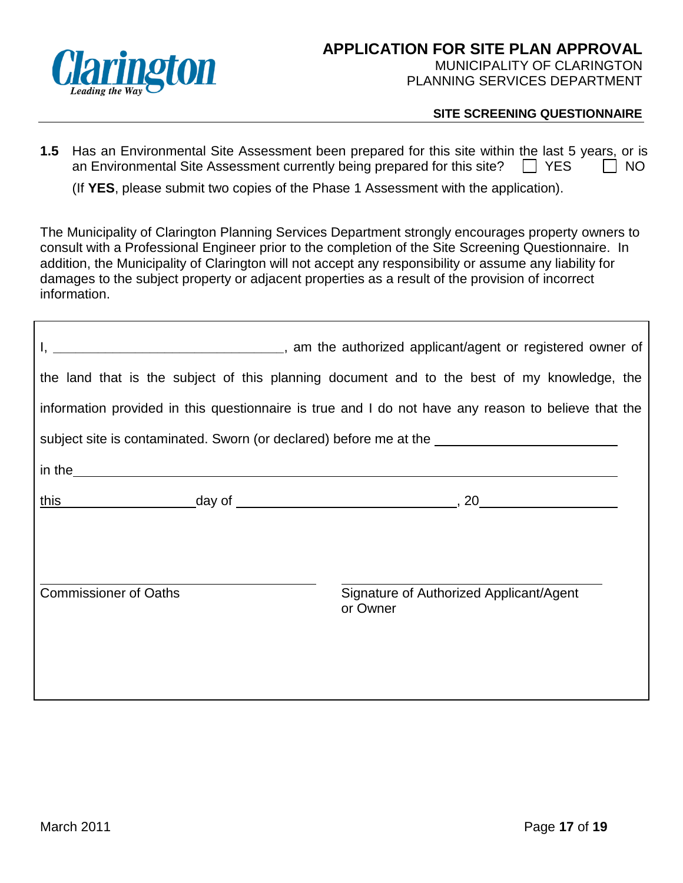**APPLICATION FOR SITE PLAN APPROVAL**
MUNICIPALITY OF CLARINGTON
PLANNING SERVICES DEPARTMENT

**SITE SCREENING QUESTIONNAIRE**

**1.5** Has an Environmental Site Assessment been prepared for this site within the last 5 years, or is an Environmental Site Assessment currently being prepared for this site? ☐ YES ☐ NO

(If **YES**, please submit two copies of the Phase 1 Assessment with the application).

The Municipality of Clarington Planning Services Department strongly encourages property owners to consult with a Professional Engineer prior to the completion of the Site Screening Questionnaire. In addition, the Municipality of Clarington will not accept any responsibility or assume any liability for damages to the subject property or adjacent properties as a result of the provision of incorrect information.

I, \_\_\_\_\_\_\_\_\_\_\_\_\_\_\_\_\_\_\_\_\_\_\_\_\_\_\_\_\_\_, am the authorized applicant/agent or registered owner of the land that is the subject of this planning document and to the best of my knowledge, the information provided in this questionnaire is true and I do not have any reason to believe that the subject site is contaminated. Sworn (or declared) before me at the \_\_\_\_\_\_\_\_\_\_\_\_\_\_\_\_\_\_\_\_\_\_\_\_

in the \_\_\_\_\_\_\_\_\_\_\_\_\_\_\_\_\_\_\_\_\_\_\_\_\_\_\_\_\_\_\_\_\_\_\_\_\_\_\_\_\_\_\_\_\_\_\_\_\_\_\_\_\_\_\_\_\_\_\_\_\_\_

this \_\_\_\_\_\_\_\_\_\_\_\_\_\_\_\_\_\_ day of \_\_\_\_\_\_\_\_\_\_\_\_\_\_\_\_\_\_\_\_\_\_\_\_\_\_\_\_\_\_, 20\_\_\_\_\_\_\_\_\_\_\_\_\_\_\_\_\_\_

\_\_\_\_\_\_\_\_\_\_\_\_\_\_\_\_\_\_\_\_\_\_\_\_\_\_\_\_\_\_\_\_\_\_\_\_
Commissioner of Oaths

\_\_\_\_\_\_\_\_\_\_\_\_\_\_\_\_\_\_\_\_\_\_\_\_\_\_\_\_\_\_\_\_\_\_\_\_
Signature of Authorized Applicant/Agent or Owner

March 2011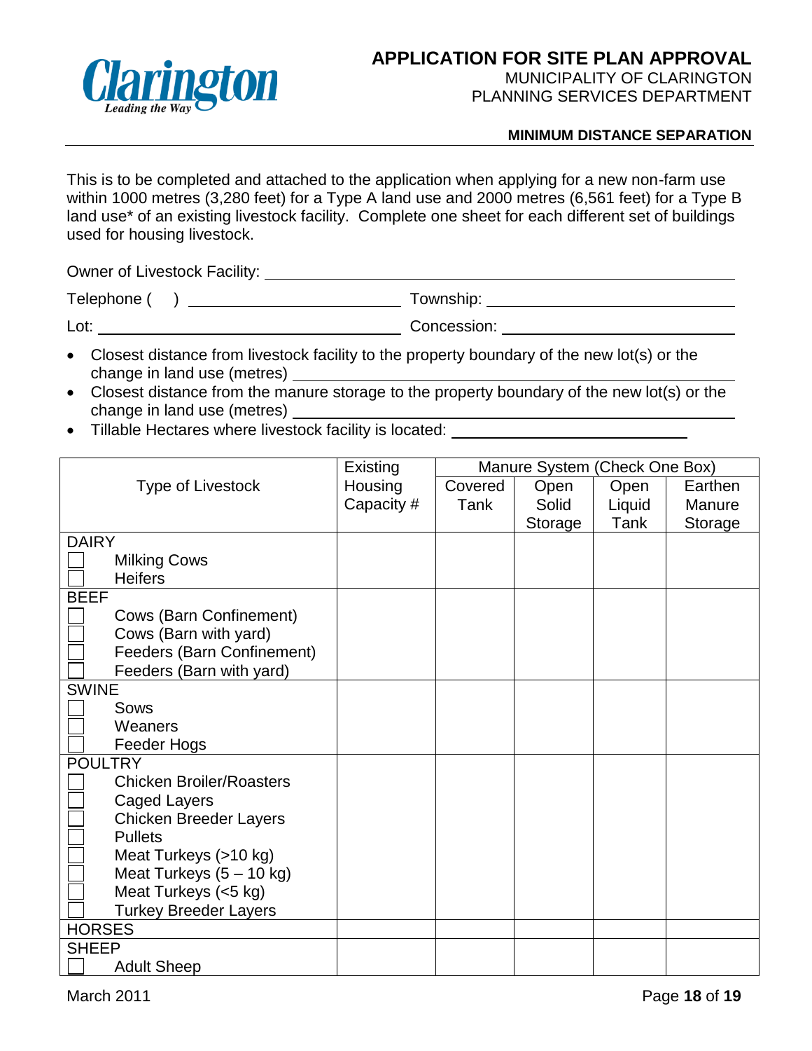Clarington
*Leading the Way*

# APPLICATION FOR SITE PLAN APPROVAL

MUNICIPALITY OF CLARINGTON
PLANNING SERVICES DEPARTMENT

**MINIMUM DISTANCE SEPARATION**

This is to be completed and attached to the application when applying for a new non-farm use within 1000 metres (3,280 feet) for a Type A land use and 2000 metres (6,561 feet) for a Type B land use* of an existing livestock facility. Complete one sheet for each different set of buildings used for housing livestock.

Owner of Livestock Facility: ____________________

Telephone (    ) ____________________ Township: ____________________

Lot: ____________________ Concession: ____________________

- Closest distance from livestock facility to the property boundary of the new lot(s) or the change in land use (metres) ____________________
- Closest distance from the manure storage to the property boundary of the new lot(s) or the change in land use (metres) ____________________
- Tillable Hectares where livestock facility is located: ____________________

| Type of Livestock | Existing Housing Capacity # | Manure System (Check One Box) | | | |
|---|---|---|---|---|---|
| | | Covered Tank | Open Solid Storage | Open Liquid Tank | Earthen Manure Storage |
| **DAIRY**<br>☐ Milking Cows<br>☐ Heifers | | | | | |
| **BEEF**<br>☐ Cows (Barn Confinement)<br>☐ Cows (Barn with yard)<br>☐ Feeders (Barn Confinement)<br>☐ Feeders (Barn with yard) | | | | | |
| **SWINE**<br>☐ Sows<br>☐ Weaners<br>☐ Feeder Hogs | | | | | |
| **POULTRY**<br>☐ Chicken Broiler/Roasters<br>☐ Caged Layers<br>☐ Chicken Breeder Layers<br>☐ Pullets<br>☐ Meat Turkeys (>10 kg)<br>☐ Meat Turkeys (5 – 10 kg)<br>☐ Meat Turkeys (<5 kg)<br>☐ Turkey Breeder Layers | | | | | |
| **HORSES** | | | | | |
| **SHEEP**<br>☐ Adult Sheep | | | | | |

March 2011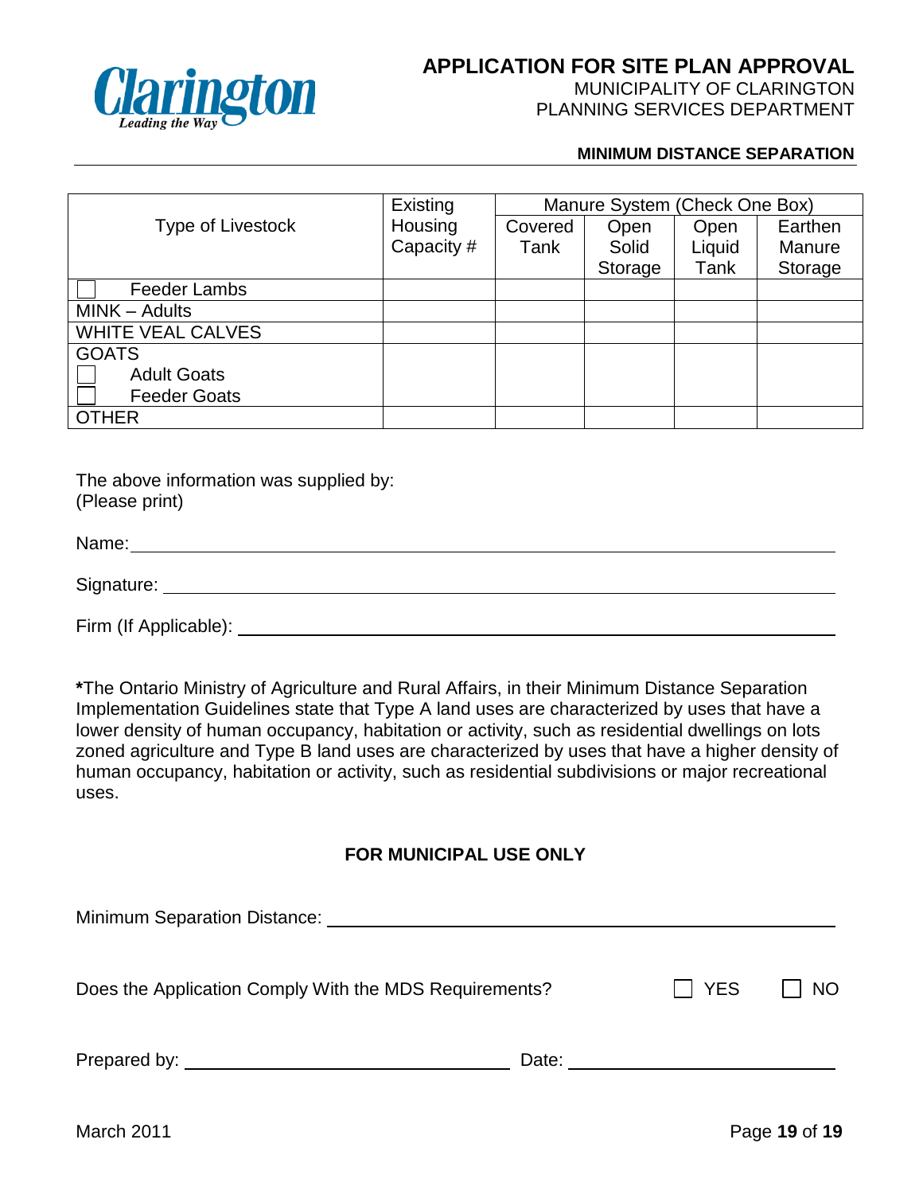# APPLICATION FOR SITE PLAN APPROVAL

MUNICIPALITY OF CLARINGTON
PLANNING SERVICES DEPARTMENT

**MINIMUM DISTANCE SEPARATION**

| Type of Livestock | Existing Housing Capacity # | Manure System (Check One Box) | | | |
|---|---|---|---|---|---|
| | | Covered Tank | Open Solid Storage | Open Liquid Tank | Earthen Manure Storage |
| ☐ Feeder Lambs | | | | | |
| MINK – Adults | | | | | |
| WHITE VEAL CALVES | | | | | |
| GOATS<br>☐ Adult Goats<br>☐ Feeder Goats | | | | | |
| OTHER | | | | | |

The above information was supplied by:
(Please print)

Name: ______________________________

Signature: ______________________________

Firm (If Applicable): ______________________________

**\***The Ontario Ministry of Agriculture and Rural Affairs, in their Minimum Distance Separation Implementation Guidelines state that Type A land uses are characterized by uses that have a lower density of human occupancy, habitation or activity, such as residential dwellings on lots zoned agriculture and Type B land uses are characterized by uses that have a higher density of human occupancy, habitation or activity, such as residential subdivisions or major recreational uses.

**FOR MUNICIPAL USE ONLY**

Minimum Separation Distance: ______________________________

Does the Application Comply With the MDS Requirements? ☐ YES ☐ NO

Prepared by: ____________________ Date: ____________________

March 2011